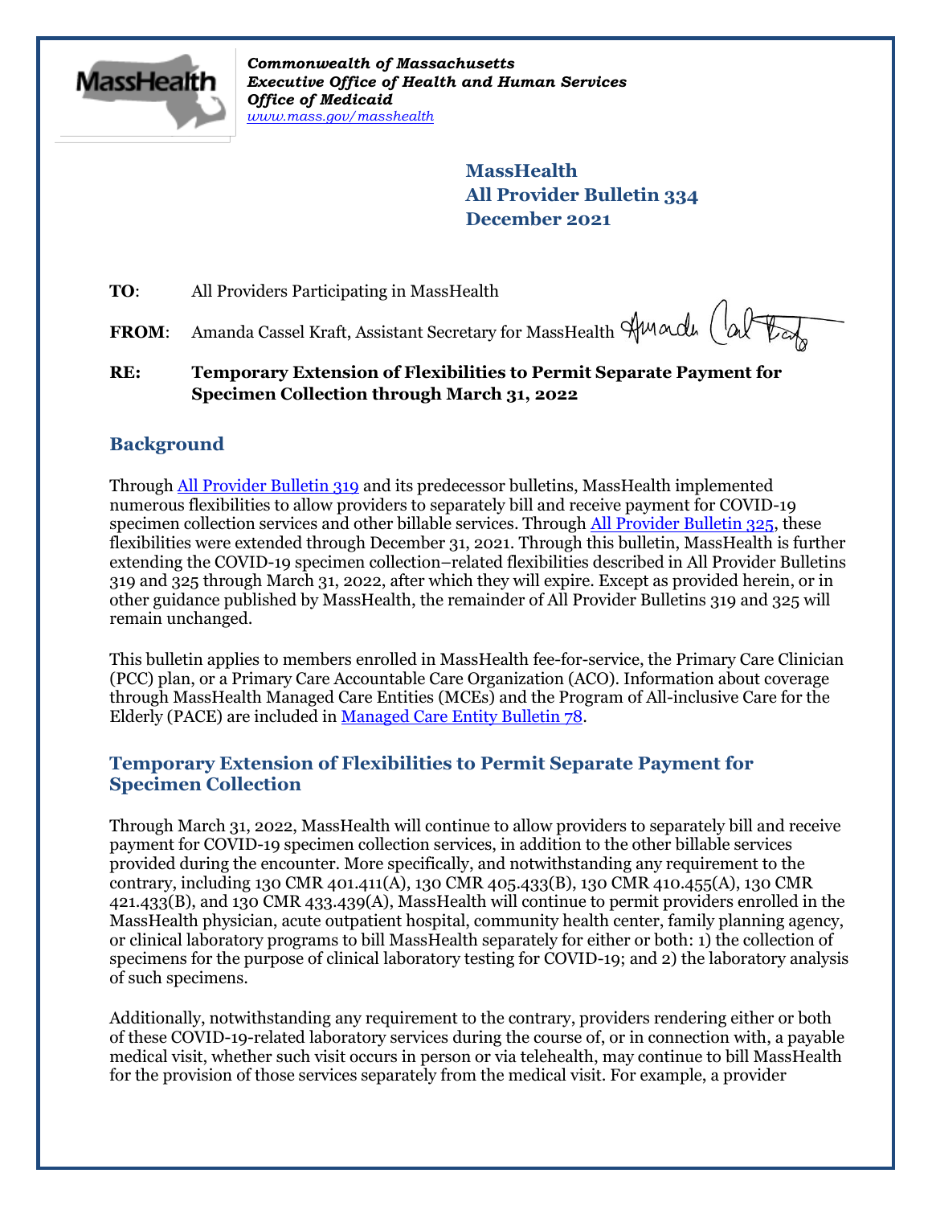*Commonwealth of Massachusetts*
*Executive Office of Health and Human Services*
*Office of Medicaid*
*www.mass.gov/masshealth*

**MassHealth**
**All Provider Bulletin 334**
**December 2021**

**TO**: All Providers Participating in MassHealth

**FROM**: Amanda Cassel Kraft, Assistant Secretary for MassHealth

**RE: Temporary Extension of Flexibilities to Permit Separate Payment for Specimen Collection through March 31, 2022**

## Background

Through All Provider Bulletin 319 and its predecessor bulletins, MassHealth implemented numerous flexibilities to allow providers to separately bill and receive payment for COVID-19 specimen collection services and other billable services. Through All Provider Bulletin 325, these flexibilities were extended through December 31, 2021. Through this bulletin, MassHealth is further extending the COVID-19 specimen collection–related flexibilities described in All Provider Bulletins 319 and 325 through March 31, 2022, after which they will expire. Except as provided herein, or in other guidance published by MassHealth, the remainder of All Provider Bulletins 319 and 325 will remain unchanged.

This bulletin applies to members enrolled in MassHealth fee-for-service, the Primary Care Clinician (PCC) plan, or a Primary Care Accountable Care Organization (ACO). Information about coverage through MassHealth Managed Care Entities (MCEs) and the Program of All-inclusive Care for the Elderly (PACE) are included in Managed Care Entity Bulletin 78.

## Temporary Extension of Flexibilities to Permit Separate Payment for Specimen Collection

Through March 31, 2022, MassHealth will continue to allow providers to separately bill and receive payment for COVID-19 specimen collection services, in addition to the other billable services provided during the encounter. More specifically, and notwithstanding any requirement to the contrary, including 130 CMR 401.411(A), 130 CMR 405.433(B), 130 CMR 410.455(A), 130 CMR 421.433(B), and 130 CMR 433.439(A), MassHealth will continue to permit providers enrolled in the MassHealth physician, acute outpatient hospital, community health center, family planning agency, or clinical laboratory programs to bill MassHealth separately for either or both: 1) the collection of specimens for the purpose of clinical laboratory testing for COVID-19; and 2) the laboratory analysis of such specimens.

Additionally, notwithstanding any requirement to the contrary, providers rendering either or both of these COVID-19-related laboratory services during the course of, or in connection with, a payable medical visit, whether such visit occurs in person or via telehealth, may continue to bill MassHealth for the provision of those services separately from the medical visit. For example, a provider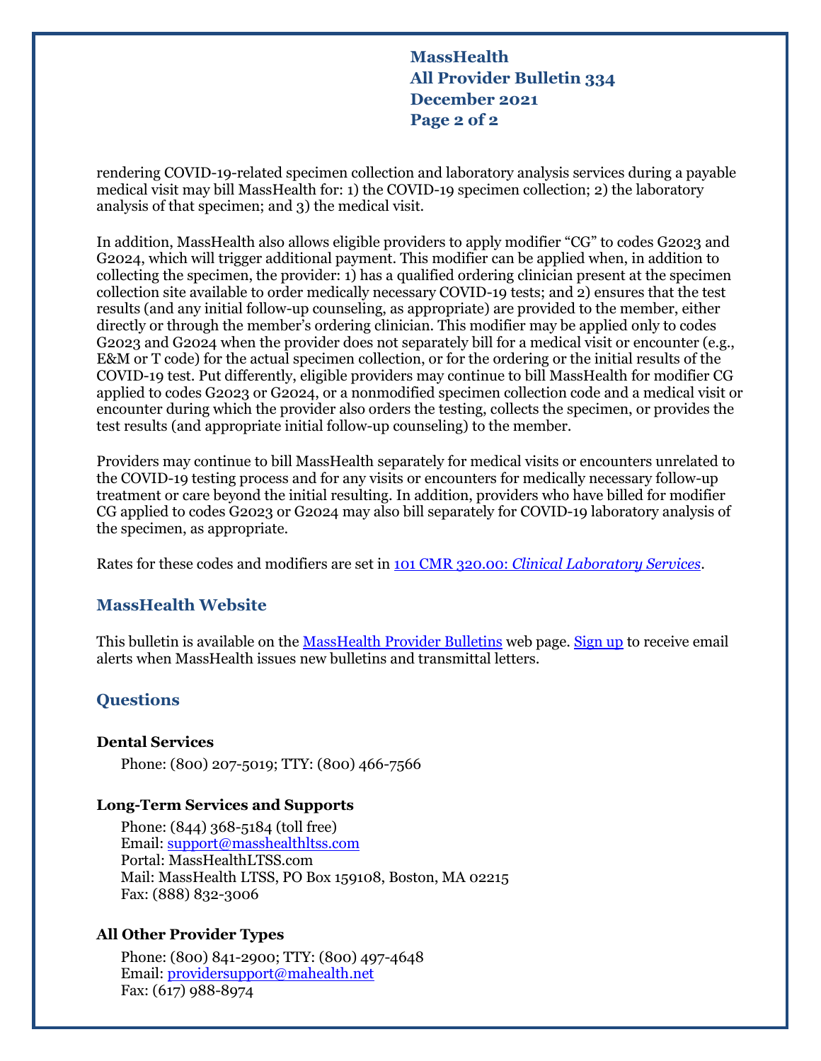rendering COVID-19-related specimen collection and laboratory analysis services during a payable medical visit may bill MassHealth for: 1) the COVID-19 specimen collection; 2) the laboratory analysis of that specimen; and 3) the medical visit.

In addition, MassHealth also allows eligible providers to apply modifier "CG" to codes G2023 and G2024, which will trigger additional payment. This modifier can be applied when, in addition to collecting the specimen, the provider: 1) has a qualified ordering clinician present at the specimen collection site available to order medically necessary COVID-19 tests; and 2) ensures that the test results (and any initial follow-up counseling, as appropriate) are provided to the member, either directly or through the member's ordering clinician. This modifier may be applied only to codes G2023 and G2024 when the provider does not separately bill for a medical visit or encounter (e.g., E&M or T code) for the actual specimen collection, or for the ordering or the initial results of the COVID-19 test. Put differently, eligible providers may continue to bill MassHealth for modifier CG applied to codes G2023 or G2024, or a nonmodified specimen collection code and a medical visit or encounter during which the provider also orders the testing, collects the specimen, or provides the test results (and appropriate initial follow-up counseling) to the member.

Providers may continue to bill MassHealth separately for medical visits or encounters unrelated to the COVID-19 testing process and for any visits or encounters for medically necessary follow-up treatment or care beyond the initial resulting. In addition, providers who have billed for modifier CG applied to codes G2023 or G2024 may also bill separately for COVID-19 laboratory analysis of the specimen, as appropriate.

Rates for these codes and modifiers are set in 101 CMR 320.00: *Clinical Laboratory Services*.

## MassHealth Website

This bulletin is available on the MassHealth Provider Bulletins web page. Sign up to receive email alerts when MassHealth issues new bulletins and transmittal letters.

## Questions

### Dental Services

Phone: (800) 207-5019; TTY: (800) 466-7566

### Long-Term Services and Supports

Phone: (844) 368-5184 (toll free)
Email: support@masshealthltss.com
Portal: MassHealthLTSS.com
Mail: MassHealth LTSS, PO Box 159108, Boston, MA 02215
Fax: (888) 832-3006

### All Other Provider Types

Phone: (800) 841-2900; TTY: (800) 497-4648
Email: providersupport@mahealth.net
Fax: (617) 988-8974